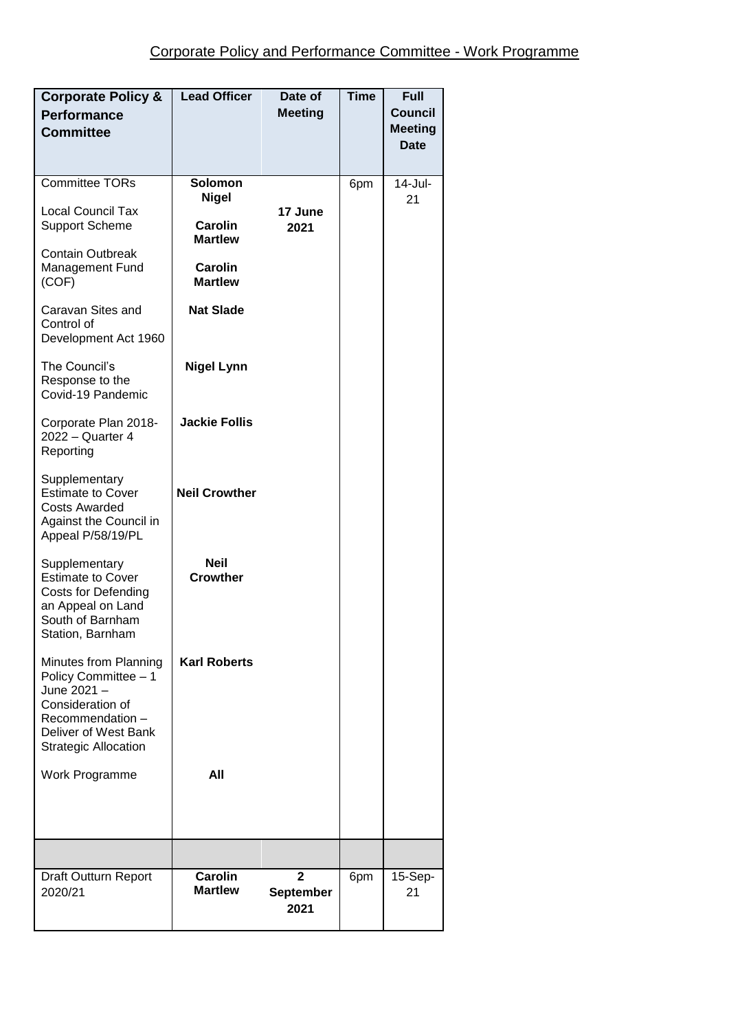# Corporate Policy and Performance Committee - Work Programme

| Corporate Policy & Performance Committee | Lead Officer | Date of Meeting | Time | Full Council Meeting Date |
|---|---|---|---|---|
| Committee TORs | **Solomon Nigel** | **17 June 2021** | 6pm | 14-Jul-21 |
| Local Council Tax Support Scheme | **Carolin Martlew** | | | |
| Contain Outbreak Management Fund (COF) | **Carolin Martlew** | | | |
| Caravan Sites and Control of Development Act 1960 | **Nat Slade** | | | |
| The Council's Response to the Covid-19 Pandemic | **Nigel Lynn** | | | |
| Corporate Plan 2018-2022 – Quarter 4 Reporting | **Jackie Follis** | | | |
| Supplementary Estimate to Cover Costs Awarded Against the Council in Appeal P/58/19/PL | **Neil Crowther** | | | |
| Supplementary Estimate to Cover Costs for Defending an Appeal on Land South of Barnham Station, Barnham | **Neil Crowther** | | | |
| Minutes from Planning Policy Committee – 1 June 2021 – Consideration of Recommendation – Deliver of West Bank Strategic Allocation | **Karl Roberts** | | | |
| Work Programme | **All** | | | |
| | | | | |
| Draft Outturn Report 2020/21 | **Carolin Martlew** | **2 September 2021** | 6pm | 15-Sep-21 |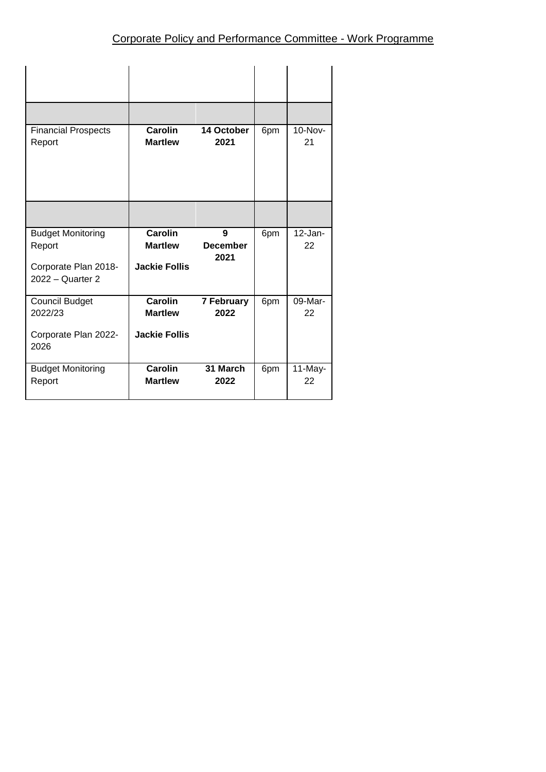## Corporate Policy and Performance Committee - Work Programme

| | | | | |
|---|---|---|---|---|
| | | | | |
| | | | | |
| Financial Prospects Report | **Carolin Martlew** | **14 October 2021** | 6pm | 10-Nov-21 |
| | | | | |
| Budget Monitoring Report<br><br>Corporate Plan 2018-2022 – Quarter 2 | **Carolin Martlew**<br><br>**Jackie Follis** | **9 December 2021** | 6pm | 12-Jan-22 |
| Council Budget 2022/23<br><br>Corporate Plan 2022-2026 | **Carolin Martlew**<br><br>**Jackie Follis** | **7 February 2022** | 6pm | 09-Mar-22 |
| Budget Monitoring Report | **Carolin Martlew** | **31 March 2022** | 6pm | 11-May-22 |